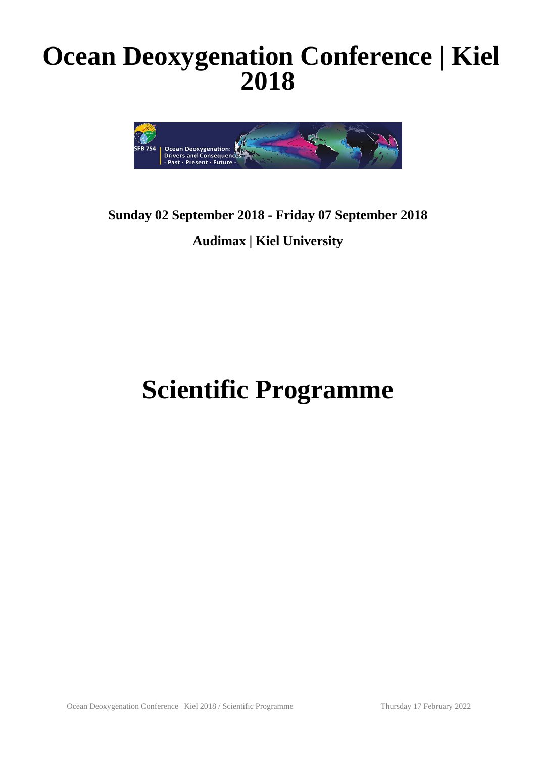# Ocean Deoxygenation Conference | Kiel 2018

**Sunday 02 September 2018 - Friday 07 September 2018**

**Audimax | Kiel University**

# Scientific Programme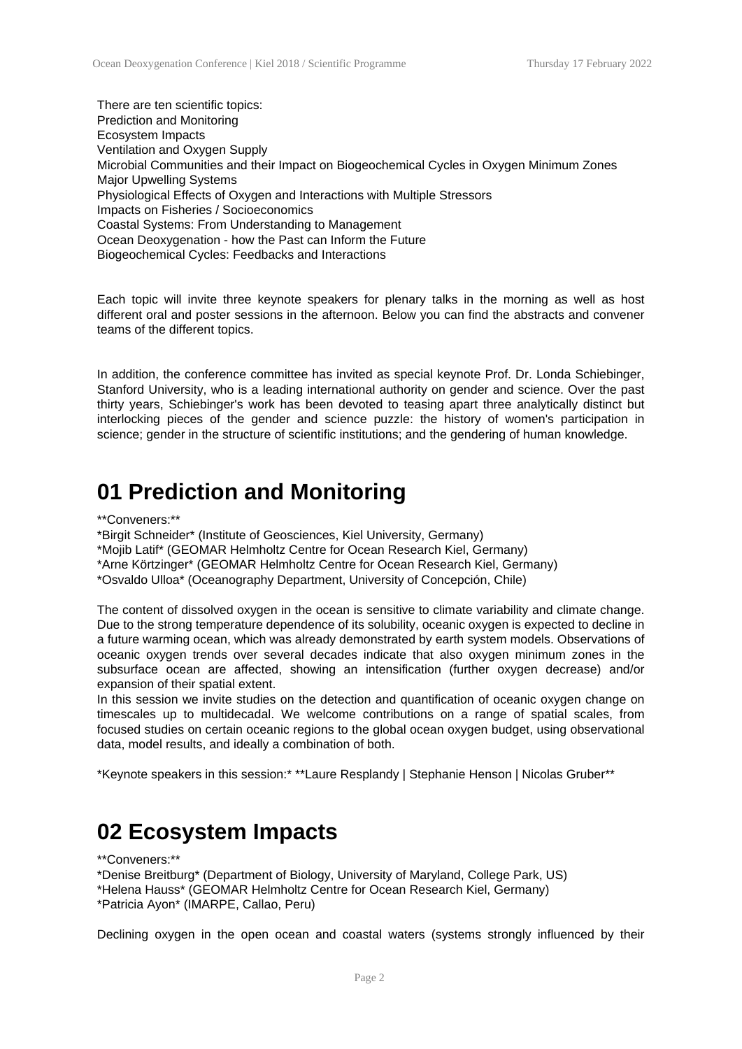There are ten scientific topics:
Prediction and Monitoring
Ecosystem Impacts
Ventilation and Oxygen Supply
Microbial Communities and their Impact on Biogeochemical Cycles in Oxygen Minimum Zones
Major Upwelling Systems
Physiological Effects of Oxygen and Interactions with Multiple Stressors
Impacts on Fisheries / Socioeconomics
Coastal Systems: From Understanding to Management
Ocean Deoxygenation - how the Past can Inform the Future
Biogeochemical Cycles: Feedbacks and Interactions

Each topic will invite three keynote speakers for plenary talks in the morning as well as host different oral and poster sessions in the afternoon. Below you can find the abstracts and convener teams of the different topics.

In addition, the conference committee has invited as special keynote Prof. Dr. Londa Schiebinger, Stanford University, who is a leading international authority on gender and science. Over the past thirty years, Schiebinger's work has been devoted to teasing apart three analytically distinct but interlocking pieces of the gender and science puzzle: the history of women's participation in science; gender in the structure of scientific institutions; and the gendering of human knowledge.

# 01 Prediction and Monitoring

**Conveners:**
*Birgit Schneider* (Institute of Geosciences, Kiel University, Germany)
*Mojib Latif* (GEOMAR Helmholtz Centre for Ocean Research Kiel, Germany)
*Arne Körtzinger* (GEOMAR Helmholtz Centre for Ocean Research Kiel, Germany)
*Osvaldo Ulloa* (Oceanography Department, University of Concepción, Chile)

The content of dissolved oxygen in the ocean is sensitive to climate variability and climate change. Due to the strong temperature dependence of its solubility, oceanic oxygen is expected to decline in a future warming ocean, which was already demonstrated by earth system models. Observations of oceanic oxygen trends over several decades indicate that also oxygen minimum zones in the subsurface ocean are affected, showing an intensification (further oxygen decrease) and/or expansion of their spatial extent.
In this session we invite studies on the detection and quantification of oceanic oxygen change on timescales up to multidecadal. We welcome contributions on a range of spatial scales, from focused studies on certain oceanic regions to the global ocean oxygen budget, using observational data, model results, and ideally a combination of both.

*Keynote speakers in this session:* **Laure Resplandy | Stephanie Henson | Nicolas Gruber**

# 02 Ecosystem Impacts

**Conveners:**
*Denise Breitburg* (Department of Biology, University of Maryland, College Park, US)
*Helena Hauss* (GEOMAR Helmholtz Centre for Ocean Research Kiel, Germany)
*Patricia Ayon* (IMARPE, Callao, Peru)

Declining oxygen in the open ocean and coastal waters (systems strongly influenced by their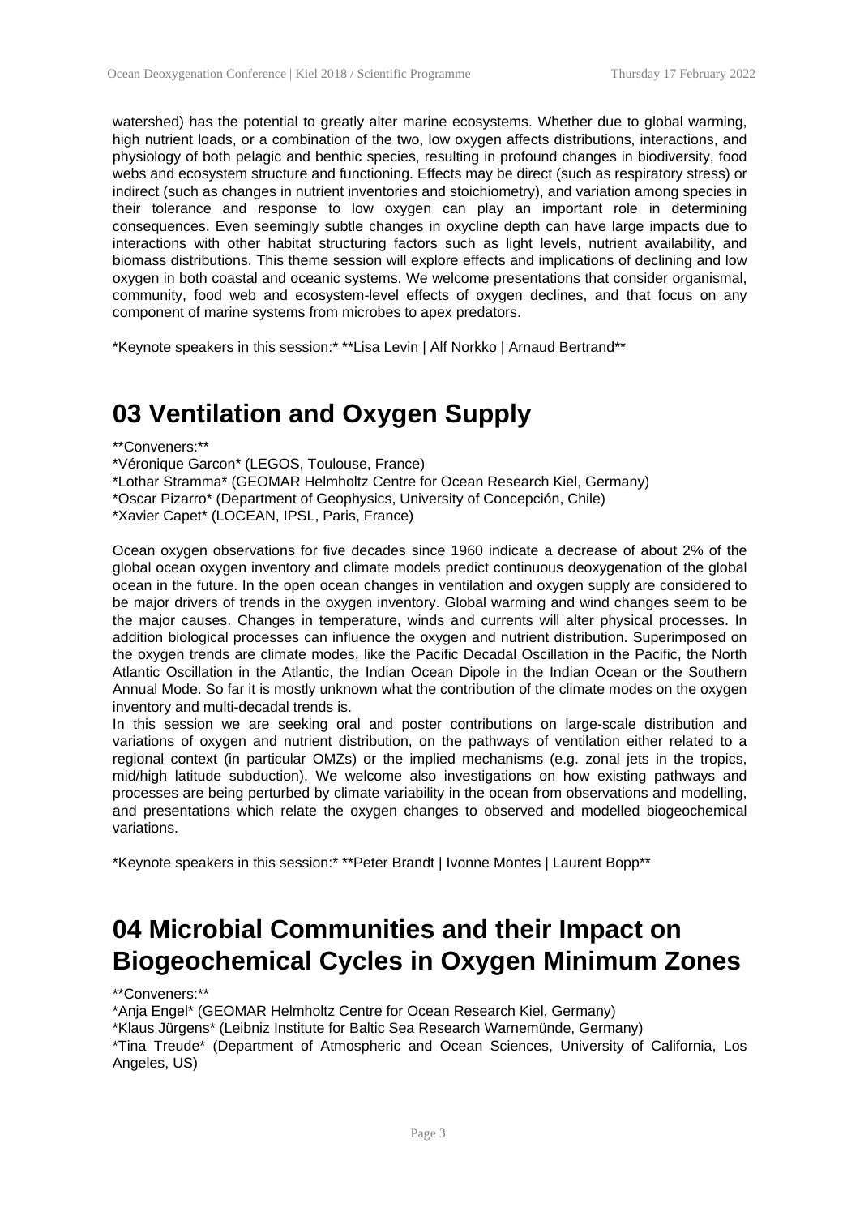watershed) has the potential to greatly alter marine ecosystems. Whether due to global warming, high nutrient loads, or a combination of the two, low oxygen affects distributions, interactions, and physiology of both pelagic and benthic species, resulting in profound changes in biodiversity, food webs and ecosystem structure and functioning. Effects may be direct (such as respiratory stress) or indirect (such as changes in nutrient inventories and stoichiometry), and variation among species in their tolerance and response to low oxygen can play an important role in determining consequences. Even seemingly subtle changes in oxycline depth can have large impacts due to interactions with other habitat structuring factors such as light levels, nutrient availability, and biomass distributions. This theme session will explore effects and implications of declining and low oxygen in both coastal and oceanic systems. We welcome presentations that consider organismal, community, food web and ecosystem-level effects of oxygen declines, and that focus on any component of marine systems from microbes to apex predators.

*Keynote speakers in this session:* **Lisa Levin | Alf Norkko | Arnaud Bertrand**

# 03 Ventilation and Oxygen Supply

**Conveners:**
*Véronique Garcon* (LEGOS, Toulouse, France)
*Lothar Stramma* (GEOMAR Helmholtz Centre for Ocean Research Kiel, Germany)
*Oscar Pizarro* (Department of Geophysics, University of Concepción, Chile)
*Xavier Capet* (LOCEAN, IPSL, Paris, France)

Ocean oxygen observations for five decades since 1960 indicate a decrease of about 2% of the global ocean oxygen inventory and climate models predict continuous deoxygenation of the global ocean in the future. In the open ocean changes in ventilation and oxygen supply are considered to be major drivers of trends in the oxygen inventory. Global warming and wind changes seem to be the major causes. Changes in temperature, winds and currents will alter physical processes. In addition biological processes can influence the oxygen and nutrient distribution. Superimposed on the oxygen trends are climate modes, like the Pacific Decadal Oscillation in the Pacific, the North Atlantic Oscillation in the Atlantic, the Indian Ocean Dipole in the Indian Ocean or the Southern Annual Mode. So far it is mostly unknown what the contribution of the climate modes on the oxygen inventory and multi-decadal trends is.
In this session we are seeking oral and poster contributions on large-scale distribution and variations of oxygen and nutrient distribution, on the pathways of ventilation either related to a regional context (in particular OMZs) or the implied mechanisms (e.g. zonal jets in the tropics, mid/high latitude subduction). We welcome also investigations on how existing pathways and processes are being perturbed by climate variability in the ocean from observations and modelling, and presentations which relate the oxygen changes to observed and modelled biogeochemical variations.

*Keynote speakers in this session:* **Peter Brandt | Ivonne Montes | Laurent Bopp**

# 04 Microbial Communities and their Impact on Biogeochemical Cycles in Oxygen Minimum Zones

**Conveners:**
*Anja Engel* (GEOMAR Helmholtz Centre for Ocean Research Kiel, Germany)
*Klaus Jürgens* (Leibniz Institute for Baltic Sea Research Warnemünde, Germany)
*Tina Treude* (Department of Atmospheric and Ocean Sciences, University of California, Los Angeles, US)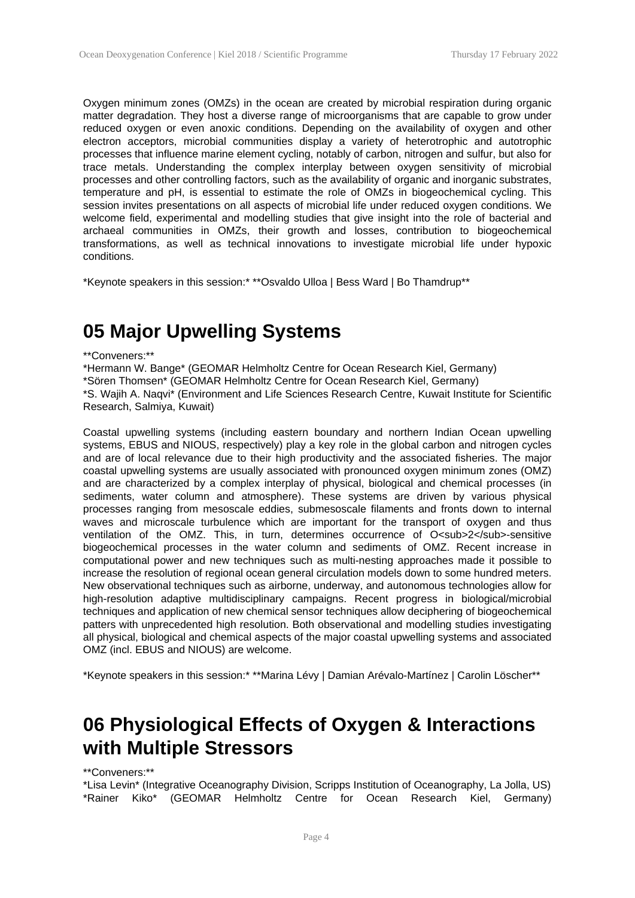Oxygen minimum zones (OMZs) in the ocean are created by microbial respiration during organic matter degradation. They host a diverse range of microorganisms that are capable to grow under reduced oxygen or even anoxic conditions. Depending on the availability of oxygen and other electron acceptors, microbial communities display a variety of heterotrophic and autotrophic processes that influence marine element cycling, notably of carbon, nitrogen and sulfur, but also for trace metals. Understanding the complex interplay between oxygen sensitivity of microbial processes and other controlling factors, such as the availability of organic and inorganic substrates, temperature and pH, is essential to estimate the role of OMZs in biogeochemical cycling. This session invites presentations on all aspects of microbial life under reduced oxygen conditions. We welcome field, experimental and modelling studies that give insight into the role of bacterial and archaeal communities in OMZs, their growth and losses, contribution to biogeochemical transformations, as well as technical innovations to investigate microbial life under hypoxic conditions.

*Keynote speakers in this session:* **Osvaldo Ulloa | Bess Ward | Bo Thamdrup**

# 05 Major Upwelling Systems

**Conveners:**

*Hermann W. Bange* (GEOMAR Helmholtz Centre for Ocean Research Kiel, Germany)
*Sören Thomsen* (GEOMAR Helmholtz Centre for Ocean Research Kiel, Germany)
*S. Wajih A. Naqvi* (Environment and Life Sciences Research Centre, Kuwait Institute for Scientific Research, Salmiya, Kuwait)

Coastal upwelling systems (including eastern boundary and northern Indian Ocean upwelling systems, EBUS and NIOUS, respectively) play a key role in the global carbon and nitrogen cycles and are of local relevance due to their high productivity and the associated fisheries. The major coastal upwelling systems are usually associated with pronounced oxygen minimum zones (OMZ) and are characterized by a complex interplay of physical, biological and chemical processes (in sediments, water column and atmosphere). These systems are driven by various physical processes ranging from mesoscale eddies, submesoscale filaments and fronts down to internal waves and microscale turbulence which are important for the transport of oxygen and thus ventilation of the OMZ. This, in turn, determines occurrence of $O_2$-sensitive biogeochemical processes in the water column and sediments of OMZ. Recent increase in computational power and new techniques such as multi-nesting approaches made it possible to increase the resolution of regional ocean general circulation models down to some hundred meters. New observational techniques such as airborne, underway, and autonomous technologies allow for high-resolution adaptive multidisciplinary campaigns. Recent progress in biological/microbial techniques and application of new chemical sensor techniques allow deciphering of biogeochemical patters with unprecedented high resolution. Both observational and modelling studies investigating all physical, biological and chemical aspects of the major coastal upwelling systems and associated OMZ (incl. EBUS and NIOUS) are welcome.

*Keynote speakers in this session:* **Marina Lévy | Damian Arévalo-Martínez | Carolin Löscher**

# 06 Physiological Effects of Oxygen & Interactions with Multiple Stressors

**Conveners:**

*Lisa Levin* (Integrative Oceanography Division, Scripps Institution of Oceanography, La Jolla, US)
*Rainer Kiko* (GEOMAR Helmholtz Centre for Ocean Research Kiel, Germany)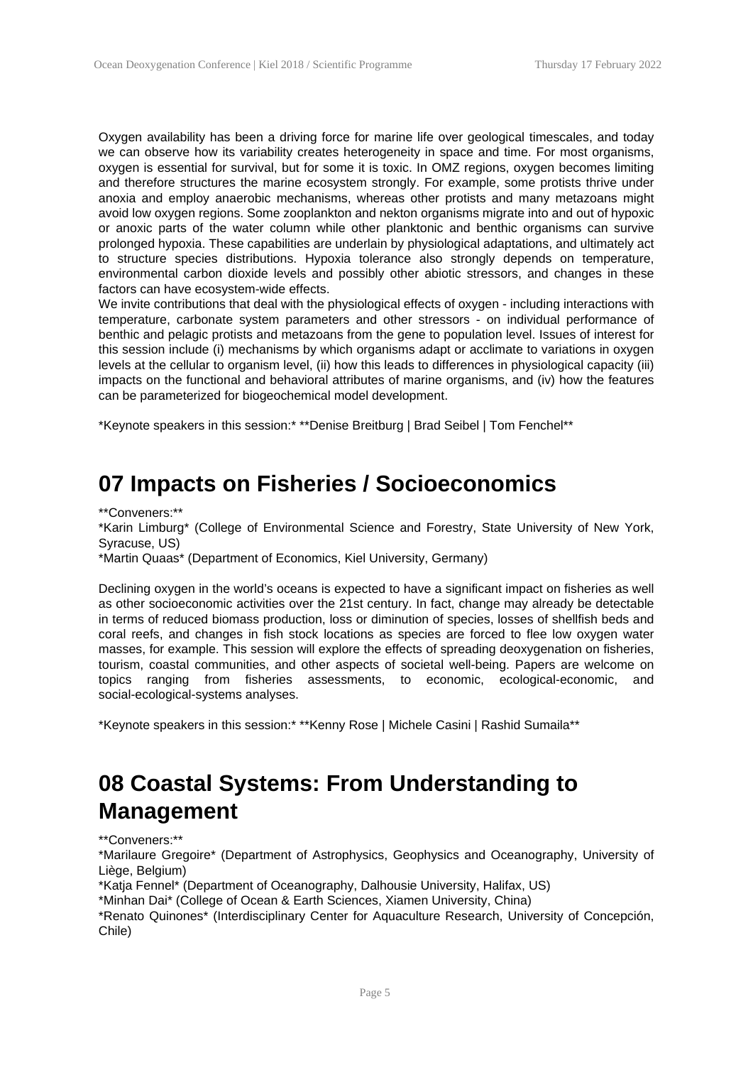Oxygen availability has been a driving force for marine life over geological timescales, and today we can observe how its variability creates heterogeneity in space and time. For most organisms, oxygen is essential for survival, but for some it is toxic. In OMZ regions, oxygen becomes limiting and therefore structures the marine ecosystem strongly. For example, some protists thrive under anoxia and employ anaerobic mechanisms, whereas other protists and many metazoans might avoid low oxygen regions. Some zooplankton and nekton organisms migrate into and out of hypoxic or anoxic parts of the water column while other planktonic and benthic organisms can survive prolonged hypoxia. These capabilities are underlain by physiological adaptations, and ultimately act to structure species distributions. Hypoxia tolerance also strongly depends on temperature, environmental carbon dioxide levels and possibly other abiotic stressors, and changes in these factors can have ecosystem-wide effects.

We invite contributions that deal with the physiological effects of oxygen - including interactions with temperature, carbonate system parameters and other stressors - on individual performance of benthic and pelagic protists and metazoans from the gene to population level. Issues of interest for this session include (i) mechanisms by which organisms adapt or acclimate to variations in oxygen levels at the cellular to organism level, (ii) how this leads to differences in physiological capacity (iii) impacts on the functional and behavioral attributes of marine organisms, and (iv) how the features can be parameterized for biogeochemical model development.

*Keynote speakers in this session:* **Denise Breitburg | Brad Seibel | Tom Fenchel**

## 07 Impacts on Fisheries / Socioeconomics

**Conveners:**
*Karin Limburg* (College of Environmental Science and Forestry, State University of New York, Syracuse, US)
*Martin Quaas* (Department of Economics, Kiel University, Germany)

Declining oxygen in the world's oceans is expected to have a significant impact on fisheries as well as other socioeconomic activities over the 21st century. In fact, change may already be detectable in terms of reduced biomass production, loss or diminution of species, losses of shellfish beds and coral reefs, and changes in fish stock locations as species are forced to flee low oxygen water masses, for example. This session will explore the effects of spreading deoxygenation on fisheries, tourism, coastal communities, and other aspects of societal well-being. Papers are welcome on topics ranging from fisheries assessments, to economic, ecological-economic, and social-ecological-systems analyses.

*Keynote speakers in this session:* **Kenny Rose | Michele Casini | Rashid Sumaila**

## 08 Coastal Systems: From Understanding to Management

**Conveners:**
*Marilaure Gregoire* (Department of Astrophysics, Geophysics and Oceanography, University of Liège, Belgium)
*Katja Fennel* (Department of Oceanography, Dalhousie University, Halifax, US)
*Minhan Dai* (College of Ocean & Earth Sciences, Xiamen University, China)
*Renato Quinones* (Interdisciplinary Center for Aquaculture Research, University of Concepción, Chile)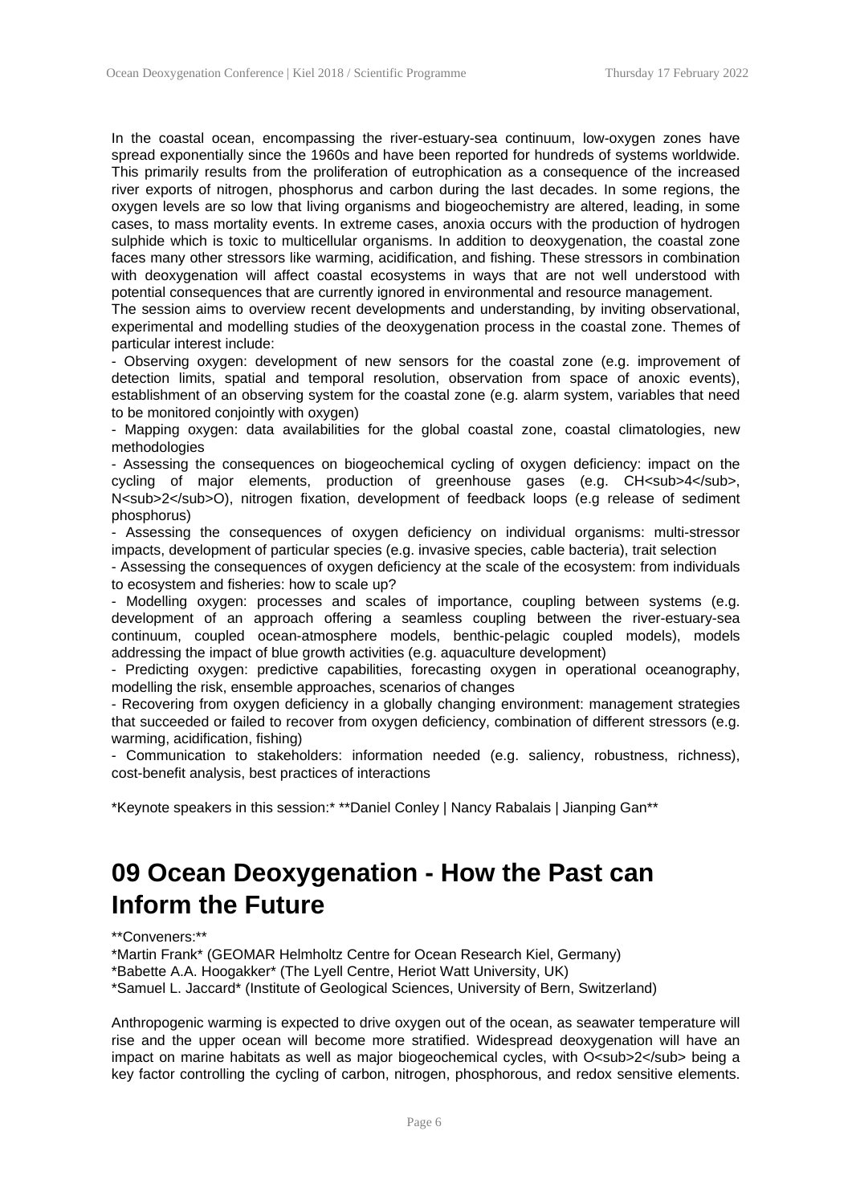In the coastal ocean, encompassing the river-estuary-sea continuum, low-oxygen zones have spread exponentially since the 1960s and have been reported for hundreds of systems worldwide. This primarily results from the proliferation of eutrophication as a consequence of the increased river exports of nitrogen, phosphorus and carbon during the last decades. In some regions, the oxygen levels are so low that living organisms and biogeochemistry are altered, leading, in some cases, to mass mortality events. In extreme cases, anoxia occurs with the production of hydrogen sulphide which is toxic to multicellular organisms. In addition to deoxygenation, the coastal zone faces many other stressors like warming, acidification, and fishing. These stressors in combination with deoxygenation will affect coastal ecosystems in ways that are not well understood with potential consequences that are currently ignored in environmental and resource management.

The session aims to overview recent developments and understanding, by inviting observational, experimental and modelling studies of the deoxygenation process in the coastal zone. Themes of particular interest include:

- Observing oxygen: development of new sensors for the coastal zone (e.g. improvement of detection limits, spatial and temporal resolution, observation from space of anoxic events), establishment of an observing system for the coastal zone (e.g. alarm system, variables that need to be monitored conjointly with oxygen)
- Mapping oxygen: data availabilities for the global coastal zone, coastal climatologies, new methodologies
- Assessing the consequences on biogeochemical cycling of oxygen deficiency: impact on the cycling of major elements, production of greenhouse gases (e.g. $CH_4$, $N_2O$), nitrogen fixation, development of feedback loops (e.g release of sediment phosphorus)
- Assessing the consequences of oxygen deficiency on individual organisms: multi-stressor impacts, development of particular species (e.g. invasive species, cable bacteria), trait selection
- Assessing the consequences of oxygen deficiency at the scale of the ecosystem: from individuals to ecosystem and fisheries: how to scale up?
- Modelling oxygen: processes and scales of importance, coupling between systems (e.g. development of an approach offering a seamless coupling between the river-estuary-sea continuum, coupled ocean-atmosphere models, benthic-pelagic coupled models), models addressing the impact of blue growth activities (e.g. aquaculture development)
- Predicting oxygen: predictive capabilities, forecasting oxygen in operational oceanography, modelling the risk, ensemble approaches, scenarios of changes
- Recovering from oxygen deficiency in a globally changing environment: management strategies that succeeded or failed to recover from oxygen deficiency, combination of different stressors (e.g. warming, acidification, fishing)
- Communication to stakeholders: information needed (e.g. saliency, robustness, richness), cost-benefit analysis, best practices of interactions

*Keynote speakers in this session:* **Daniel Conley | Nancy Rabalais | Jianping Gan**

# 09 Ocean Deoxygenation - How the Past can Inform the Future

**Conveners:**

*Martin Frank* (GEOMAR Helmholtz Centre for Ocean Research Kiel, Germany)
*Babette A.A. Hoogakker* (The Lyell Centre, Heriot Watt University, UK)
*Samuel L. Jaccard* (Institute of Geological Sciences, University of Bern, Switzerland)

Anthropogenic warming is expected to drive oxygen out of the ocean, as seawater temperature will rise and the upper ocean will become more stratified. Widespread deoxygenation will have an impact on marine habitats as well as major biogeochemical cycles, with $O_2$ being a key factor controlling the cycling of carbon, nitrogen, phosphorous, and redox sensitive elements.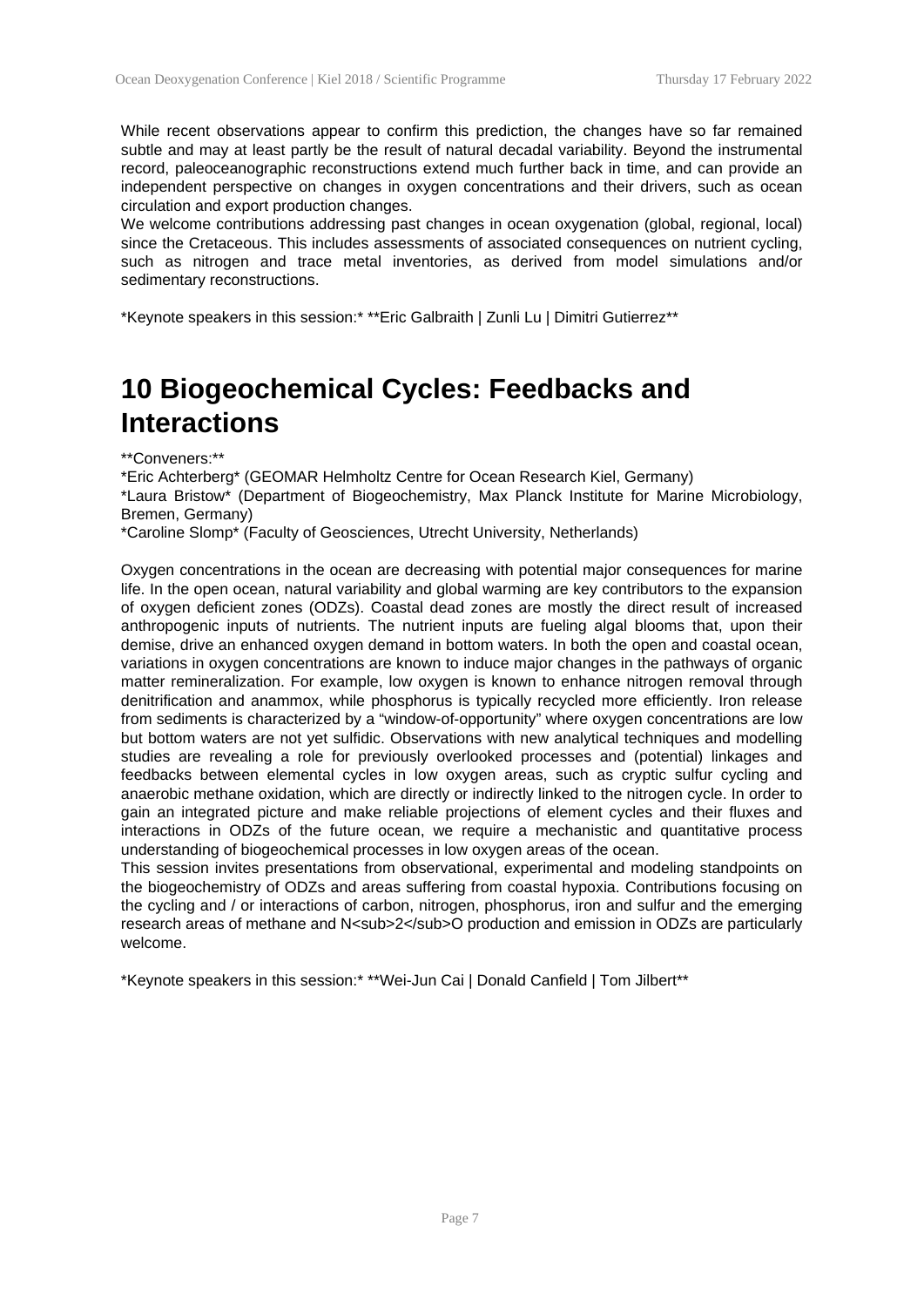While recent observations appear to confirm this prediction, the changes have so far remained subtle and may at least partly be the result of natural decadal variability. Beyond the instrumental record, paleoceanographic reconstructions extend much further back in time, and can provide an independent perspective on changes in oxygen concentrations and their drivers, such as ocean circulation and export production changes.

We welcome contributions addressing past changes in ocean oxygenation (global, regional, local) since the Cretaceous. This includes assessments of associated consequences on nutrient cycling, such as nitrogen and trace metal inventories, as derived from model simulations and/or sedimentary reconstructions.

*Keynote speakers in this session:* **Eric Galbraith | Zunli Lu | Dimitri Gutierrez**

# 10 Biogeochemical Cycles: Feedbacks and Interactions

**Conveners:**

*Eric Achterberg* (GEOMAR Helmholtz Centre for Ocean Research Kiel, Germany)

*Laura Bristow* (Department of Biogeochemistry, Max Planck Institute for Marine Microbiology, Bremen, Germany)

*Caroline Slomp* (Faculty of Geosciences, Utrecht University, Netherlands)

Oxygen concentrations in the ocean are decreasing with potential major consequences for marine life. In the open ocean, natural variability and global warming are key contributors to the expansion of oxygen deficient zones (ODZs). Coastal dead zones are mostly the direct result of increased anthropogenic inputs of nutrients. The nutrient inputs are fueling algal blooms that, upon their demise, drive an enhanced oxygen demand in bottom waters. In both the open and coastal ocean, variations in oxygen concentrations are known to induce major changes in the pathways of organic matter remineralization. For example, low oxygen is known to enhance nitrogen removal through denitrification and anammox, while phosphorus is typically recycled more efficiently. Iron release from sediments is characterized by a “window-of-opportunity” where oxygen concentrations are low but bottom waters are not yet sulfidic. Observations with new analytical techniques and modelling studies are revealing a role for previously overlooked processes and (potential) linkages and feedbacks between elemental cycles in low oxygen areas, such as cryptic sulfur cycling and anaerobic methane oxidation, which are directly or indirectly linked to the nitrogen cycle. In order to gain an integrated picture and make reliable projections of element cycles and their fluxes and interactions in ODZs of the future ocean, we require a mechanistic and quantitative process understanding of biogeochemical processes in low oxygen areas of the ocean.

This session invites presentations from observational, experimental and modeling standpoints on the biogeochemistry of ODZs and areas suffering from coastal hypoxia. Contributions focusing on the cycling and / or interactions of carbon, nitrogen, phosphorus, iron and sulfur and the emerging research areas of methane and $N_2O$ production and emission in ODZs are particularly welcome.

*Keynote speakers in this session:* **Wei-Jun Cai | Donald Canfield | Tom Jilbert**